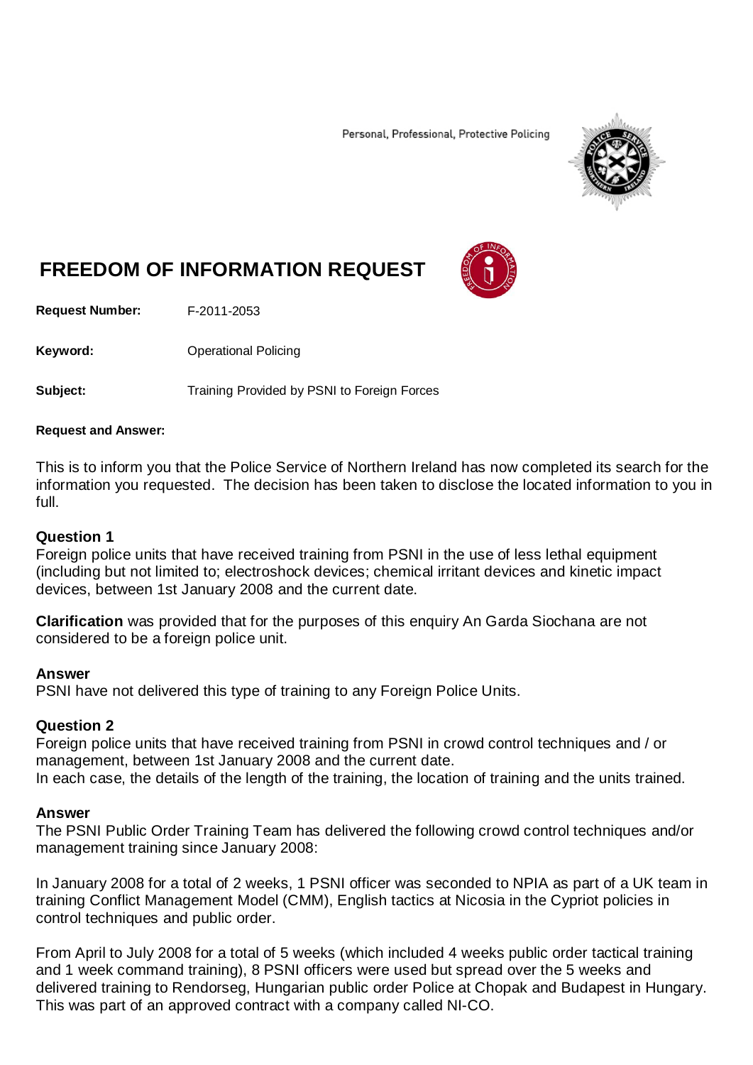Personal, Professional, Protective Policing

# FREEDOM OF INFORMATION REQUEST

**Request Number:** F-2011-2053

**Keyword:** Operational Policing

**Subject:** Training Provided by PSNI to Foreign Forces

**Request and Answer:**

This is to inform you that the Police Service of Northern Ireland has now completed its search for the information you requested. The decision has been taken to disclose the located information to you in full.

**Question 1**
Foreign police units that have received training from PSNI in the use of less lethal equipment (including but not limited to; electroshock devices; chemical irritant devices and kinetic impact devices, between 1st January 2008 and the current date.

**Clarification** was provided that for the purposes of this enquiry An Garda Siochana are not considered to be a foreign police unit.

**Answer**
PSNI have not delivered this type of training to any Foreign Police Units.

**Question 2**
Foreign police units that have received training from PSNI in crowd control techniques and / or management, between 1st January 2008 and the current date.
In each case, the details of the length of the training, the location of training and the units trained.

**Answer**
The PSNI Public Order Training Team has delivered the following crowd control techniques and/or management training since January 2008:

In January 2008 for a total of 2 weeks, 1 PSNI officer was seconded to NPIA as part of a UK team in training Conflict Management Model (CMM), English tactics at Nicosia in the Cypriot policies in control techniques and public order.

From April to July 2008 for a total of 5 weeks (which included 4 weeks public order tactical training and 1 week command training), 8 PSNI officers were used but spread over the 5 weeks and delivered training to Rendorseg, Hungarian public order Police at Chopak and Budapest in Hungary. This was part of an approved contract with a company called NI-CO.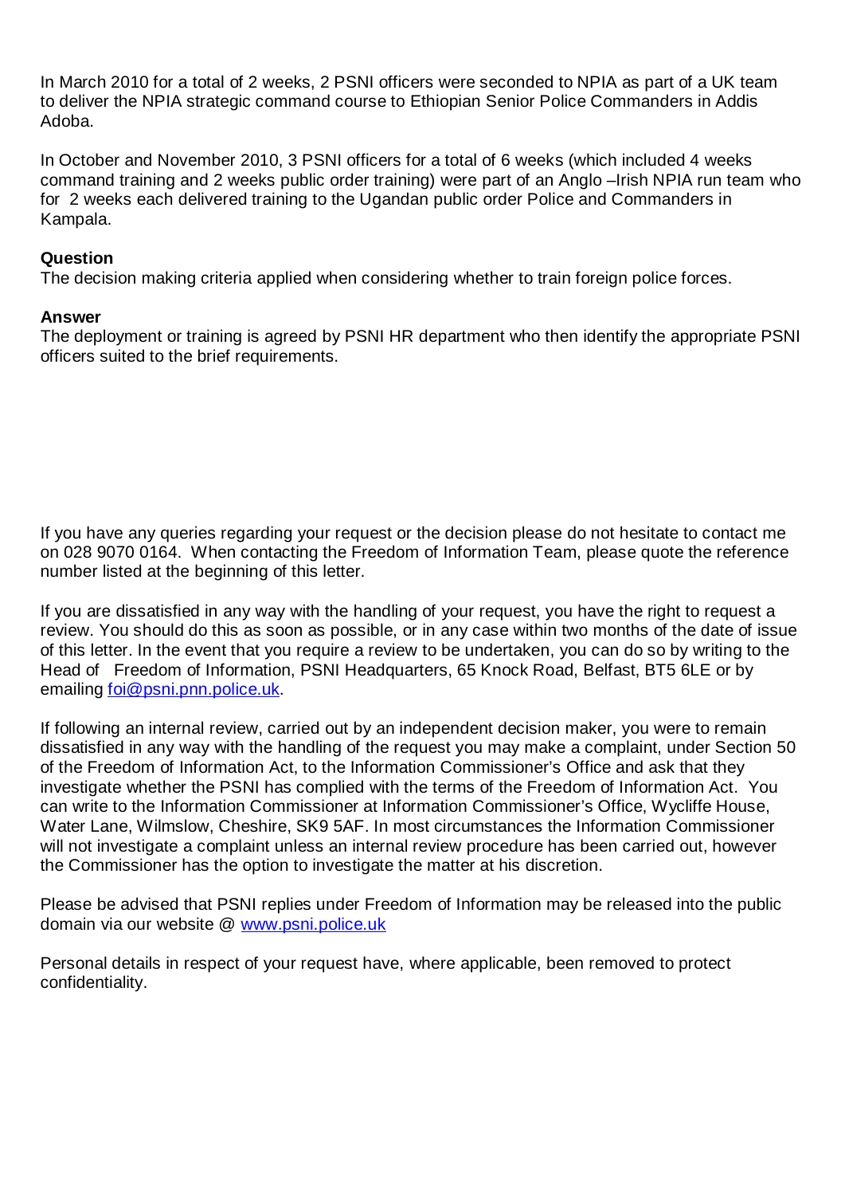In March 2010 for a total of 2 weeks, 2 PSNI officers were seconded to NPIA as part of a UK team to deliver the NPIA strategic command course to Ethiopian Senior Police Commanders in Addis Adoba.

In October and November 2010, 3 PSNI officers for a total of 6 weeks (which included 4 weeks command training and 2 weeks public order training) were part of an Anglo –Irish NPIA run team who for 2 weeks each delivered training to the Ugandan public order Police and Commanders in Kampala.

**Question**
The decision making criteria applied when considering whether to train foreign police forces.

**Answer**
The deployment or training is agreed by PSNI HR department who then identify the appropriate PSNI officers suited to the brief requirements.

If you have any queries regarding your request or the decision please do not hesitate to contact me on 028 9070 0164. When contacting the Freedom of Information Team, please quote the reference number listed at the beginning of this letter.

If you are dissatisfied in any way with the handling of your request, you have the right to request a review. You should do this as soon as possible, or in any case within two months of the date of issue of this letter. In the event that you require a review to be undertaken, you can do so by writing to the Head of Freedom of Information, PSNI Headquarters, 65 Knock Road, Belfast, BT5 6LE or by emailing [foi@psni.pnn.police.uk](mailto:foi@psni.pnn.police.uk).

If following an internal review, carried out by an independent decision maker, you were to remain dissatisfied in any way with the handling of the request you may make a complaint, under Section 50 of the Freedom of Information Act, to the Information Commissioner's Office and ask that they investigate whether the PSNI has complied with the terms of the Freedom of Information Act. You can write to the Information Commissioner at Information Commissioner's Office, Wycliffe House, Water Lane, Wilmslow, Cheshire, SK9 5AF. In most circumstances the Information Commissioner will not investigate a complaint unless an internal review procedure has been carried out, however the Commissioner has the option to investigate the matter at his discretion.

Please be advised that PSNI replies under Freedom of Information may be released into the public domain via our website @ [www.psni.police.uk](http://www.psni.police.uk)

Personal details in respect of your request have, where applicable, been removed to protect confidentiality.